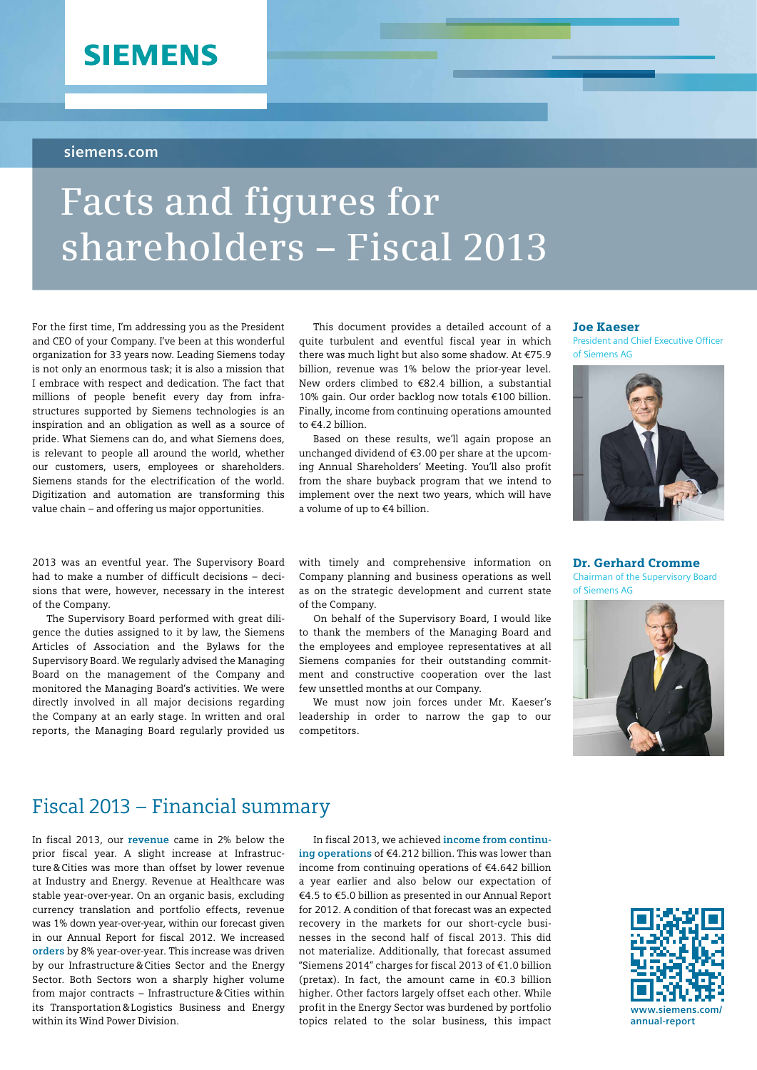SIEMENS

siemens.com

# Facts and figures for shareholders – Fiscal 2013

**Joe Kaeser**
President and Chief Executive Officer of Siemens AG

For the first time, I'm addressing you as the President and CEO of your Company. I've been at this wonderful organization for 33 years now. Leading Siemens today is not only an enormous task; it is also a mission that I embrace with respect and dedication. The fact that millions of people benefit every day from infrastructures supported by Siemens technologies is an inspiration and an obligation as well as a source of pride. What Siemens can do, and what Siemens does, is relevant to people all around the world, whether our customers, users, employees or shareholders. Siemens stands for the electrification of the world. Digitization and automation are transforming this value chain – and offering us major opportunities.

This document provides a detailed account of a quite turbulent and eventful fiscal year in which there was much light but also some shadow. At €75.9 billion, revenue was 1% below the prior-year level. New orders climbed to €82.4 billion, a substantial 10% gain. Our order backlog now totals €100 billion. Finally, income from continuing operations amounted to €4.2 billion.

Based on these results, we'll again propose an unchanged dividend of €3.00 per share at the upcoming Annual Shareholders' Meeting. You'll also profit from the share buyback program that we intend to implement over the next two years, which will have a volume of up to €4 billion.

**Dr. Gerhard Cromme**
Chairman of the Supervisory Board of Siemens AG

2013 was an eventful year. The Supervisory Board had to make a number of difficult decisions – decisions that were, however, necessary in the interest of the Company.

The Supervisory Board performed with great diligence the duties assigned to it by law, the Siemens Articles of Association and the Bylaws for the Supervisory Board. We regularly advised the Managing Board on the management of the Company and monitored the Managing Board's activities. We were directly involved in all major decisions regarding the Company at an early stage. In written and oral reports, the Managing Board regularly provided us with timely and comprehensive information on Company planning and business operations as well as on the strategic development and current state of the Company.

On behalf of the Supervisory Board, I would like to thank the members of the Managing Board and the employees and employee representatives at all Siemens companies for their outstanding commitment and constructive cooperation over the last few unsettled months at our Company.

We must now join forces under Mr. Kaeser's leadership in order to narrow the gap to our competitors.

## Fiscal 2013 – Financial summary

In fiscal 2013, our **revenue** came in 2% below the prior fiscal year. A slight increase at Infrastructure & Cities was more than offset by lower revenue at Industry and Energy. Revenue at Healthcare was stable year-over-year. On an organic basis, excluding currency translation and portfolio effects, revenue was 1% down year-over-year, within our forecast given in our Annual Report for fiscal 2012. We increased **orders** by 8% year-over-year. This increase was driven by our Infrastructure & Cities Sector and the Energy Sector. Both Sectors won a sharply higher volume from major contracts – Infrastructure & Cities within its Transportation & Logistics Business and Energy within its Wind Power Division.

In fiscal 2013, we achieved **income from continuing operations** of €4.212 billion. This was lower than income from continuing operations of €4.642 billion a year earlier and also below our expectation of €4.5 to €5.0 billion as presented in our Annual Report for 2012. A condition of that forecast was an expected recovery in the markets for our short-cycle businesses in the second half of fiscal 2013. This did not materialize. Additionally, that forecast assumed "Siemens 2014" charges for fiscal 2013 of €1.0 billion (pretax). In fact, the amount came in €0.3 billion higher. Other factors largely offset each other. While profit in the Energy Sector was burdened by portfolio topics related to the solar business, this impact

www.siemens.com/annual-report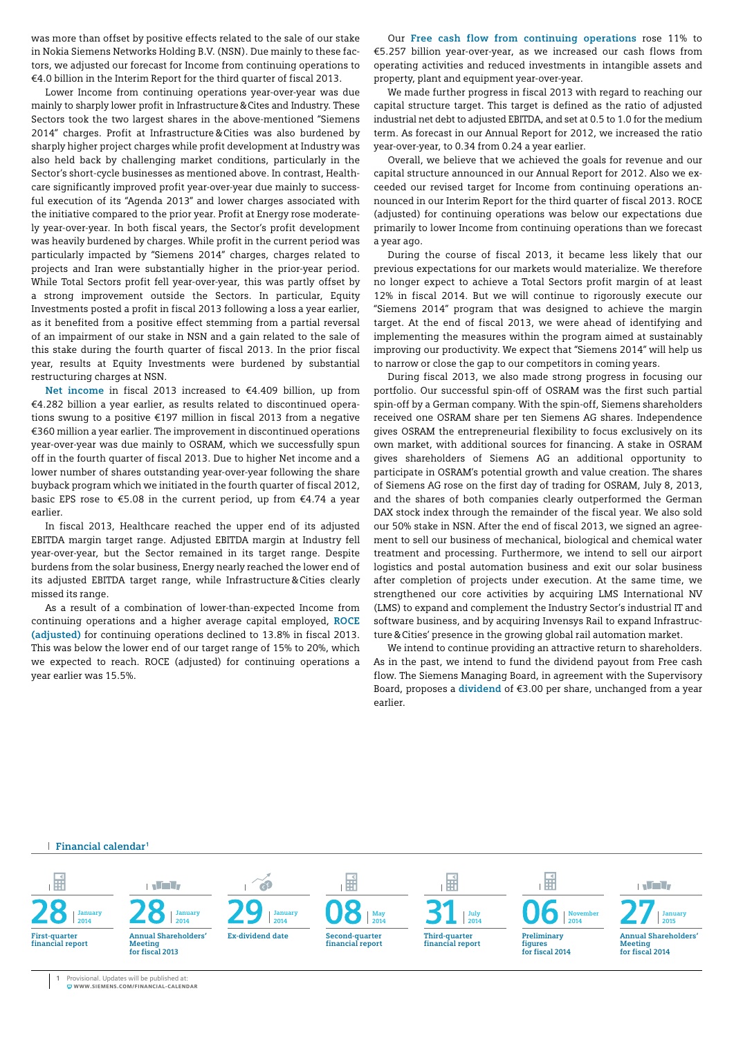was more than offset by positive effects related to the sale of our stake in Nokia Siemens Networks Holding B.V. (NSN). Due mainly to these factors, we adjusted our forecast for Income from continuing operations to €4.0 billion in the Interim Report for the third quarter of fiscal 2013.

Lower Income from continuing operations year-over-year was due mainly to sharply lower profit in Infrastructure & Cites and Industry. These Sectors took the two largest shares in the above-mentioned "Siemens 2014" charges. Profit at Infrastructure & Cities was also burdened by sharply higher project charges while profit development at Industry was also held back by challenging market conditions, particularly in the Sector's short-cycle businesses as mentioned above. In contrast, Healthcare significantly improved profit year-over-year due mainly to successful execution of its "Agenda 2013" and lower charges associated with the initiative compared to the prior year. Profit at Energy rose moderately year-over-year. In both fiscal years, the Sector's profit development was heavily burdened by charges. While profit in the current period was particularly impacted by "Siemens 2014" charges, charges related to projects and Iran were substantially higher in the prior-year period. While Total Sectors profit fell year-over-year, this was partly offset by a strong improvement outside the Sectors. In particular, Equity Investments posted a profit in fiscal 2013 following a loss a year earlier, as it benefited from a positive effect stemming from a partial reversal of an impairment of our stake in NSN and a gain related to the sale of this stake during the fourth quarter of fiscal 2013. In the prior fiscal year, results at Equity Investments were burdened by substantial restructuring charges at NSN.

**Net income** in fiscal 2013 increased to €4.409 billion, up from €4.282 billion a year earlier, as results related to discontinued operations swung to a positive €197 million in fiscal 2013 from a negative €360 million a year earlier. The improvement in discontinued operations year-over-year was due mainly to OSRAM, which we successfully spun off in the fourth quarter of fiscal 2013. Due to higher Net income and a lower number of shares outstanding year-over-year following the share buyback program which we initiated in the fourth quarter of fiscal 2012, basic EPS rose to €5.08 in the current period, up from €4.74 a year earlier.

In fiscal 2013, Healthcare reached the upper end of its adjusted EBITDA margin target range. Adjusted EBITDA margin at Industry fell year-over-year, but the Sector remained in its target range. Despite burdens from the solar business, Energy nearly reached the lower end of its adjusted EBITDA target range, while Infrastructure & Cities clearly missed its range.

As a result of a combination of lower-than-expected Income from continuing operations and a higher average capital employed, **ROCE (adjusted)** for continuing operations declined to 13.8% in fiscal 2013. This was below the lower end of our target range of 15% to 20%, which we expected to reach. ROCE (adjusted) for continuing operations a year earlier was 15.5%.

Our **Free cash flow from continuing operations** rose 11% to €5.257 billion year-over-year, as we increased our cash flows from operating activities and reduced investments in intangible assets and property, plant and equipment year-over-year.

We made further progress in fiscal 2013 with regard to reaching our capital structure target. This target is defined as the ratio of adjusted industrial net debt to adjusted EBITDA, and set at 0.5 to 1.0 for the medium term. As forecast in our Annual Report for 2012, we increased the ratio year-over-year, to 0.34 from 0.24 a year earlier.

Overall, we believe that we achieved the goals for revenue and our capital structure announced in our Annual Report for 2012. Also we exceeded our revised target for Income from continuing operations announced in our Interim Report for the third quarter of fiscal 2013. ROCE (adjusted) for continuing operations was below our expectations due primarily to lower Income from continuing operations than we forecast a year ago.

During the course of fiscal 2013, it became less likely that our previous expectations for our markets would materialize. We therefore no longer expect to achieve a Total Sectors profit margin of at least 12% in fiscal 2014. But we will continue to rigorously execute our "Siemens 2014" program that was designed to achieve the margin target. At the end of fiscal 2013, we were ahead of identifying and implementing the measures within the program aimed at sustainably improving our productivity. We expect that "Siemens 2014" will help us to narrow or close the gap to our competitors in coming years.

During fiscal 2013, we also made strong progress in focusing our portfolio. Our successful spin-off of OSRAM was the first such partial spin-off by a German company. With the spin-off, Siemens shareholders received one OSRAM share per ten Siemens AG shares. Independence gives OSRAM the entrepreneurial flexibility to focus exclusively on its own market, with additional sources for financing. A stake in OSRAM gives shareholders of Siemens AG an additional opportunity to participate in OSRAM's potential growth and value creation. The shares of Siemens AG rose on the first day of trading for OSRAM, July 8, 2013, and the shares of both companies clearly outperformed the German DAX stock index through the remainder of the fiscal year. We also sold our 50% stake in NSN. After the end of fiscal 2013, we signed an agreement to sell our business of mechanical, biological and chemical water treatment and processing. Furthermore, we intend to sell our airport logistics and postal automation business and exit our solar business after completion of projects under execution. At the same time, we strengthened our core activities by acquiring LMS International NV (LMS) to expand and complement the Industry Sector's industrial IT and software business, and by acquiring Invensys Rail to expand Infrastructure & Cities' presence in the growing global rail automation market.

We intend to continue providing an attractive return to shareholders. As in the past, we intend to fund the dividend payout from Free cash flow. The Siemens Managing Board, in agreement with the Supervisory Board, proposes a **dividend** of €3.00 per share, unchanged from a year earlier.

**Financial calendar**[1]

| Date | Event |
|---|---|
| 28 January 2014 | First-quarter financial report |
| 28 January 2014 | Annual Shareholders' Meeting for fiscal 2013 |
| 29 January 2014 | Ex-dividend date |
| 08 May 2014 | Second-quarter financial report |
| 31 July 2014 | Third-quarter financial report |
| 06 November 2014 | Preliminary figures for fiscal 2014 |
| 27 January 2015 | Annual Shareholders' Meeting for fiscal 2014 |

1 Provisional. Updates will be published at: WWW.SIEMENS.COM/FINANCIAL-CALENDAR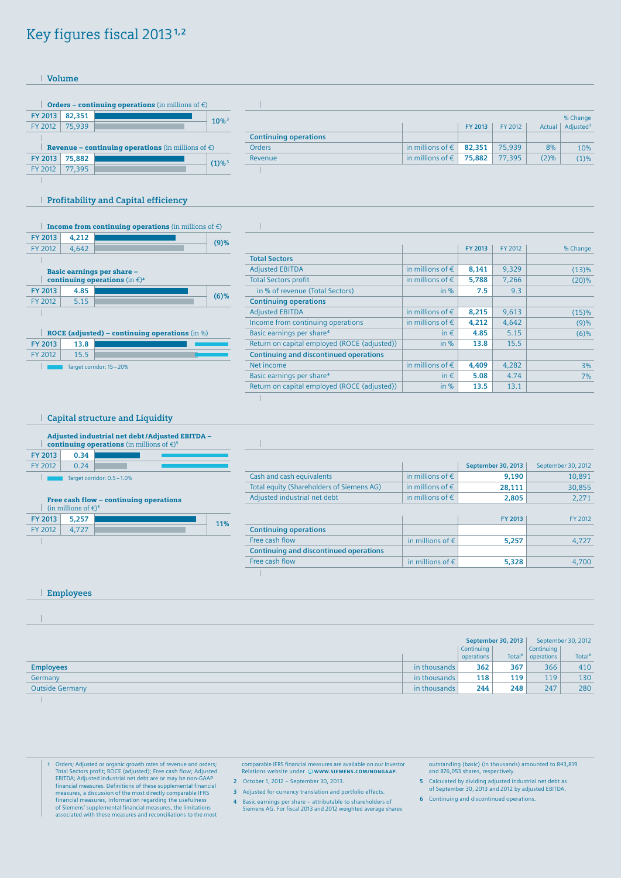# Key figures fiscal 2013[1,2]

## Volume

**Orders – continuing operations** (in millions of €)

| | | |
|---|---|---|
| FY 2013 | 82,351 | 10%[3] |
| FY 2012 | 75,939 | |

**Revenue – continuing operations** (in millions of €)

| | | |
|---|---|---|
| FY 2013 | 75,882 | (1)%[3] |
| FY 2012 | 77,395 | |

| | | FY 2013 | FY 2012 | % Change Actual | % Change Adjusted[3] |
|---|---|---|---|---|---|
| **Continuing operations** | | | | | |
| Orders | in millions of € | **82,351** | 75,939 | 8% | 10% |
| Revenue | in millions of € | **75,882** | 77,395 | (2)% | (1)% |

## Profitability and Capital efficiency

**Income from continuing operations** (in millions of €)

| | | |
|---|---|---|
| FY 2013 | 4,212 | (9)% |
| FY 2012 | 4,642 | |

**Basic earnings per share – continuing operations** (in €)[4]

| | | |
|---|---|---|
| FY 2013 | 4.85 | (6)% |
| FY 2012 | 5.15 | |

**ROCE (adjusted) – continuing operations** (in %)

| | |
|---|---|
| FY 2013 | 13.8 |
| FY 2012 | 15.5 |

Target corridor: 15 – 20%

| | | FY 2013 | FY 2012 | % Change |
|---|---|---|---|---|
| **Total Sectors** | | | | |
| Adjusted EBITDA | in millions of € | **8,141** | 9,329 | (13)% |
| Total Sectors profit | in millions of € | **5,788** | 7,266 | (20)% |
| in % of revenue (Total Sectors) | in % | **7.5** | 9.3 | |
| **Continuing operations** | | | | |
| Adjusted EBITDA | in millions of € | **8,215** | 9,613 | (15)% |
| Income from continuing operations | in millions of € | **4,212** | 4,642 | (9)% |
| Basic earnings per share[4] | in € | **4.85** | 5.15 | (6)% |
| Return on capital employed (ROCE (adjusted)) | in % | **13.8** | 15.5 | |
| **Continuing and discontinued operations** | | | | |
| Net income | in millions of € | **4,409** | 4,282 | 3% |
| Basic earnings per share[4] | in € | **5.08** | 4.74 | 7% |
| Return on capital employed (ROCE (adjusted)) | in % | **13.5** | 13.1 | |

## Capital structure and Liquidity

**Adjusted industrial net debt / Adjusted EBITDA – continuing operations** (in millions of €)[5]

| | |
|---|---|
| FY 2013 | 0.34 |
| FY 2012 | 0.24 |

Target corridor: 0.5 – 1.0%

**Free cash flow – continuing operations** (in millions of €)[5]

| | | |
|---|---|---|
| FY 2013 | 5,257 | 11% |
| FY 2012 | 4,727 | |

| | | September 30, 2013 | September 30, 2012 |
|---|---|---|---|
| Cash and cash equivalents | in millions of € | **9,190** | 10,891 |
| Total equity (Shareholders of Siemens AG) | in millions of € | **28,111** | 30,855 |
| Adjusted industrial net debt | in millions of € | **2,805** | 2,271 |

| | | FY 2013 | FY 2012 |
|---|---|---|---|
| **Continuing operations** | | | |
| Free cash flow | in millions of € | **5,257** | 4,727 |
| **Continuing and discontinued operations** | | | |
| Free cash flow | in millions of € | **5,328** | 4,700 |

## Employees

| | | September 30, 2013 Continuing operations | September 30, 2013 Total[6] | September 30, 2012 Continuing operations | September 30, 2012 Total[6] |
|---|---|---|---|---|---|
| **Employees** | in thousands | **362** | **367** | 366 | 410 |
| Germany | in thousands | **118** | **119** | 119 | 130 |
| Outside Germany | in thousands | **244** | **248** | 247 | 280 |

1 Orders; Adjusted or organic growth rates of revenue and orders; Total Sectors profit; ROCE (adjusted); Free cash flow; Adjusted EBITDA; Adjusted industrial net debt are or may be non-GAAP financial measures. Definitions of these supplemental financial measures, a discussion of the most directly comparable IFRS financial measures, information regarding the usefulness of Siemens' supplemental financial measures, the limitations associated with these measures and reconciliations to the most comparable IFRS financial measures are available on our Investor Relations website under WWW.SIEMENS.COM/NONGAAP.

2 October 1, 2012 – September 30, 2013.

3 Adjusted for currency translation and portfolio effects.

4 Basic earnings per share – attributable to shareholders of Siemens AG. For fiscal 2013 and 2012 weighted average shares outstanding (basic) (in thousands) amounted to 843,819 and 876,053 shares, respectively.

5 Calculated by dividing adjusted industrial net debt as of September 30, 2013 and 2012 by adjusted EBITDA.

6 Continuing and discontinued operations.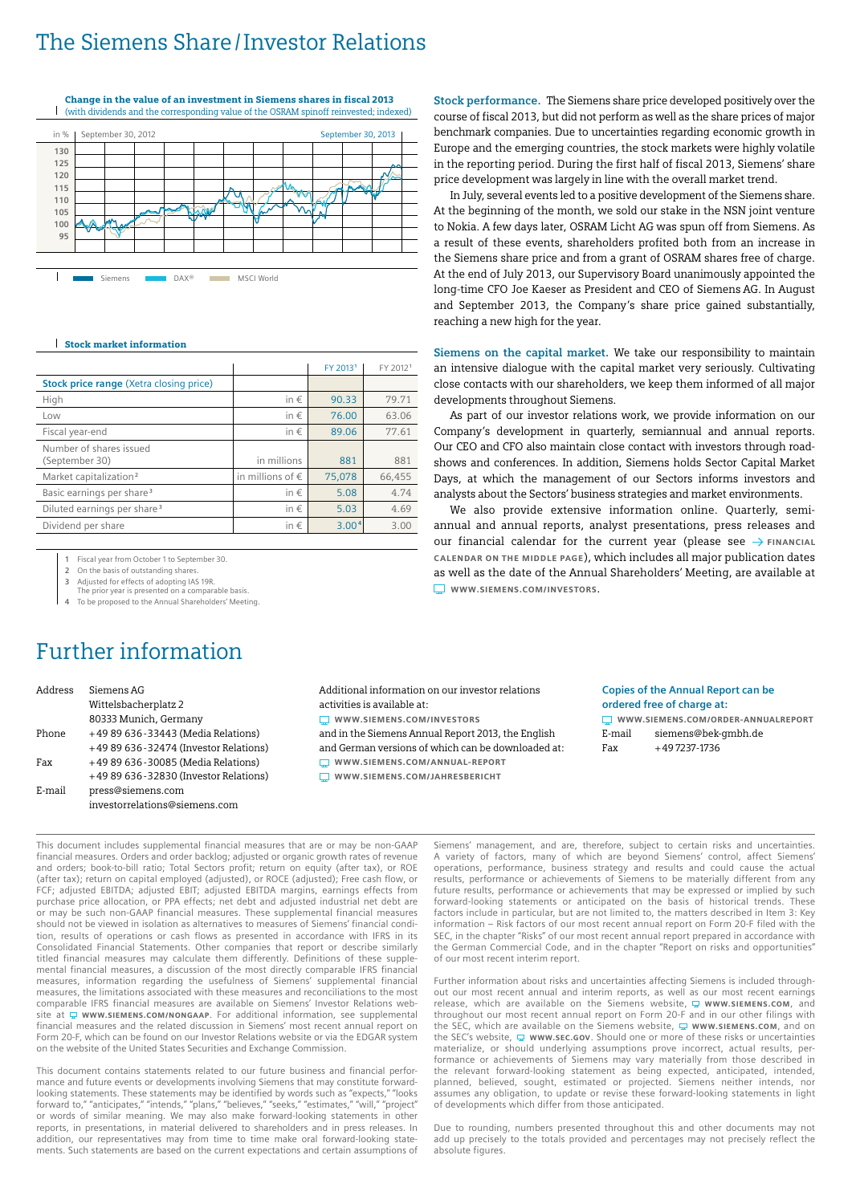# The Siemens Share / Investor Relations

**Change in the value of an investment in Siemens shares in fiscal 2013**
(with dividends and the corresponding value of the OSRAM spinoff reinvested; indexed)

in %
September 30, 2012
September 30, 2013
130
125
120
115
110
105
100
95

Siemens
DAX®
MSCI World

**Stock market information**

| | | FY 2013[1] | FY 2012[1] |
|---|---|---|---|
| **Stock price range** (Xetra closing price) | | | |
| High | in € | 90.33 | 79.71 |
| Low | in € | 76.00 | 63.06 |
| Fiscal year-end | in € | 89.06 | 77.61 |
| Number of shares issued (September 30) | in millions | 881 | 881 |
| Market capitalization[2] | in millions of € | 75,078 | 66,455 |
| Basic earnings per share[3] | in € | 5.08 | 4.74 |
| Diluted earnings per share[3] | in € | 5.03 | 4.69 |
| Dividend per share | in € | 3.00[4] | 3.00 |

1 Fiscal year from October 1 to September 30.
2 On the basis of outstanding shares.
3 Adjusted for effects of adopting IAS 19R. The prior year is presented on a comparable basis.
4 To be proposed to the Annual Shareholders' Meeting.

**Stock performance.** The Siemens share price developed positively over the course of fiscal 2013, but did not perform as well as the share prices of major benchmark companies. Due to uncertainties regarding economic growth in Europe and the emerging countries, the stock markets were highly volatile in the reporting period. During the first half of fiscal 2013, Siemens' share price development was largely in line with the overall market trend.

In July, several events led to a positive development of the Siemens share. At the beginning of the month, we sold our stake in the NSN joint venture to Nokia. A few days later, OSRAM Licht AG was spun off from Siemens. As a result of these events, shareholders profited both from an increase in the Siemens share price and from a grant of OSRAM shares free of charge. At the end of July 2013, our Supervisory Board unanimously appointed the long-time CFO Joe Kaeser as President and CEO of Siemens AG. In August and September 2013, the Company's share price gained substantially, reaching a new high for the year.

**Siemens on the capital market.** We take our responsibility to maintain an intensive dialogue with the capital market very seriously. Cultivating close contacts with our shareholders, we keep them informed of all major developments throughout Siemens.

As part of our investor relations work, we provide information on our Company's development in quarterly, semiannual and annual reports. Our CEO and CFO also maintain close contact with investors through roadshows and conferences. In addition, Siemens holds Sector Capital Market Days, at which the management of our Sectors informs investors and analysts about the Sectors' business strategies and market environments.

We also provide extensive information online. Quarterly, semiannual and annual reports, analyst presentations, press releases and our financial calendar for the current year (please see → FINANCIAL CALENDAR ON THE MIDDLE PAGE), which includes all major publication dates as well as the date of the Annual Shareholders' Meeting, are available at WWW.SIEMENS.COM/INVESTORS.

# Further information

| | |
|---|---|
| Address | Siemens AG<br>Wittelsbacherplatz 2<br>80333 Munich, Germany |
| Phone | +49 89 636-33443 (Media Relations)<br>+49 89 636-32474 (Investor Relations) |
| Fax | +49 89 636-30085 (Media Relations)<br>+49 89 636-32830 (Investor Relations) |
| E-mail | press@siemens.com<br>investorrelations@siemens.com |

Additional information on our investor relations activities is available at:
WWW.SIEMENS.COM/INVESTORS
and in the Siemens Annual Report 2013, the English and German versions of which can be downloaded at:
WWW.SIEMENS.COM/ANNUAL-REPORT
WWW.SIEMENS.COM/JAHRESBERICHT

**Copies of the Annual Report can be ordered free of charge at:**
WWW.SIEMENS.COM/ORDER-ANNUALREPORT
E-mail siemens@bek-gmbh.de
Fax +49 7237-1736

This document includes supplemental financial measures that are or may be non-GAAP financial measures. Orders and order backlog; adjusted or organic growth rates of revenue and orders; book-to-bill ratio; Total Sectors profit; return on equity (after tax), or ROE (after tax); return on capital employed (adjusted), or ROCE (adjusted); Free cash flow, or FCF; adjusted EBITDA; adjusted EBIT; adjusted EBITDA margins, earnings effects from purchase price allocation, or PPA effects; net debt and adjusted industrial net debt are or may be such non-GAAP financial measures. These supplemental financial measures should not be viewed in isolation as alternatives to measures of Siemens' financial condition, results of operations or cash flows as presented in accordance with IFRS in its Consolidated Financial Statements. Other companies that report or describe similarly titled financial measures may calculate them differently. Definitions of these supplemental financial measures, a discussion of the most directly comparable IFRS financial measures, information regarding the usefulness of Siemens' supplemental financial measures, the limitations associated with these measures and reconciliations to the most comparable IFRS financial measures are available on Siemens' Investor Relations website at WWW.SIEMENS.COM/NONGAAP. For additional information, see supplemental financial measures and the related discussion in Siemens' most recent annual report on Form 20-F, which can be found on our Investor Relations website or via the EDGAR system on the website of the United States Securities and Exchange Commission.

This document contains statements related to our future business and financial performance and future events or developments involving Siemens that may constitute forward-looking statements. These statements may be identified by words such as "expects," "looks forward to," "anticipates," "intends," "plans," "believes," "seeks," "estimates," "will," "project" or words of similar meaning. We may also make forward-looking statements in other reports, in presentations, in material delivered to shareholders and in press releases. In addition, our representatives may from time to time make oral forward-looking statements. Such statements are based on the current expectations and certain assumptions of Siemens' management, and are, therefore, subject to certain risks and uncertainties. A variety of factors, many of which are beyond Siemens' control, affect Siemens' operations, performance, business strategy and results and could cause the actual results, performance or achievements of Siemens to be materially different from any future results, performance or achievements that may be expressed or implied by such forward-looking statements or anticipated on the basis of historical trends. These factors include in particular, but are not limited to, the matters described in Item 3: Key information – Risk factors of our most recent annual report on Form 20-F filed with the SEC, in the chapter "Risks" of our most recent annual report prepared in accordance with the German Commercial Code, and in the chapter "Report on risks and opportunities" of our most recent interim report.

Further information about risks and uncertainties affecting Siemens is included throughout our most recent annual and interim reports, as well as our most recent earnings release, which are available on the Siemens website, WWW.SIEMENS.COM, and throughout our most recent annual report on Form 20-F and in our other filings with the SEC, which are available on the Siemens website, WWW.SIEMENS.COM, and on the SEC's website, WWW.SEC.GOV. Should one or more of these risks or uncertainties materialize, or should underlying assumptions prove incorrect, actual results, performance or achievements of Siemens may vary materially from those described in the relevant forward-looking statement as being expected, anticipated, intended, planned, believed, sought, estimated or projected. Siemens neither intends, nor assumes any obligation, to update or revise these forward-looking statements in light of developments which differ from those anticipated.

Due to rounding, numbers presented throughout this and other documents may not add up precisely to the totals provided and percentages may not precisely reflect the absolute figures.